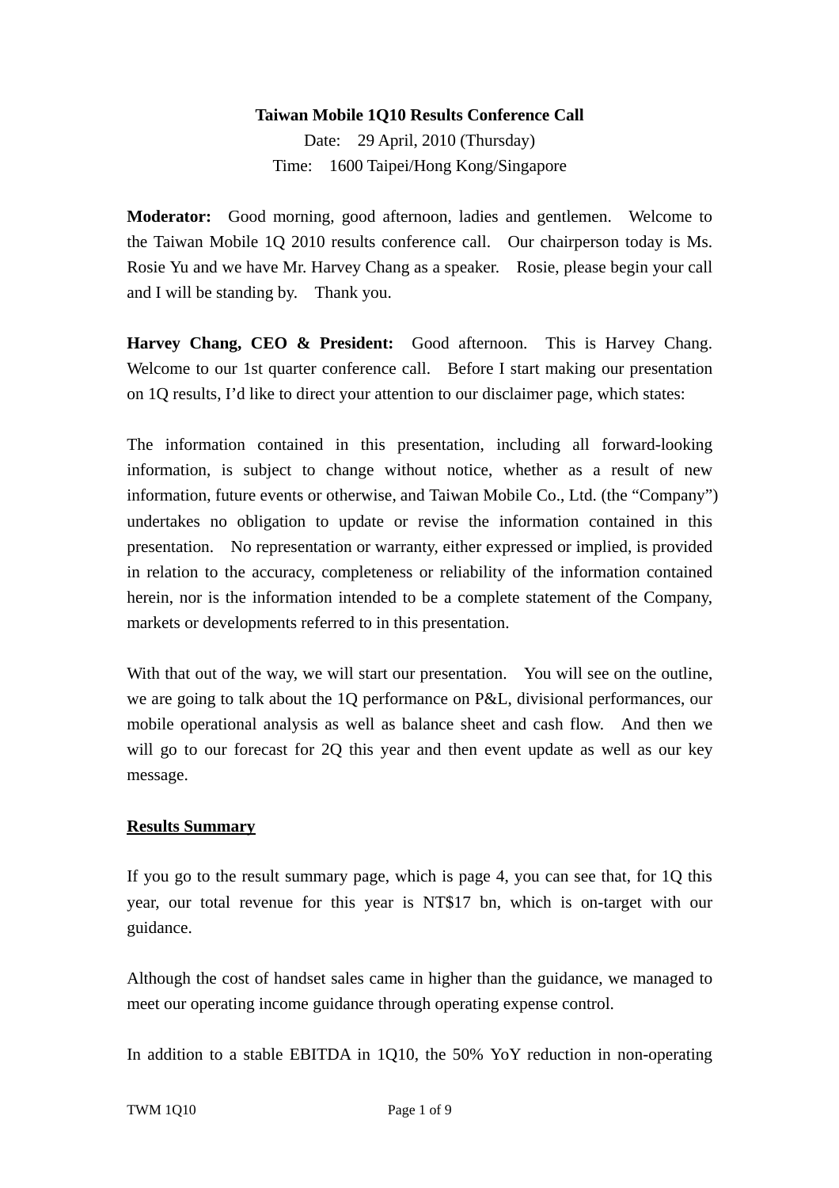**Taiwan Mobile 1Q10 Results Conference Call**

Date: 29 April, 2010 (Thursday)

Time: 1600 Taipei/Hong Kong/Singapore

**Moderator:** Good morning, good afternoon, ladies and gentlemen. Welcome to the Taiwan Mobile 1Q 2010 results conference call. Our chairperson today is Ms. Rosie Yu and we have Mr. Harvey Chang as a speaker. Rosie, please begin your call and I will be standing by. Thank you.

**Harvey Chang, CEO & President:** Good afternoon. This is Harvey Chang. Welcome to our 1st quarter conference call. Before I start making our presentation on 1Q results, I'd like to direct your attention to our disclaimer page, which states:

The information contained in this presentation, including all forward-looking information, is subject to change without notice, whether as a result of new information, future events or otherwise, and Taiwan Mobile Co., Ltd. (the "Company") undertakes no obligation to update or revise the information contained in this presentation. No representation or warranty, either expressed or implied, is provided in relation to the accuracy, completeness or reliability of the information contained herein, nor is the information intended to be a complete statement of the Company, markets or developments referred to in this presentation.

With that out of the way, we will start our presentation. You will see on the outline, we are going to talk about the 1Q performance on P&L, divisional performances, our mobile operational analysis as well as balance sheet and cash flow. And then we will go to our forecast for 2Q this year and then event update as well as our key message.

## Results Summary

If you go to the result summary page, which is page 4, you can see that, for 1Q this year, our total revenue for this year is NT$17 bn, which is on-target with our guidance.

Although the cost of handset sales came in higher than the guidance, we managed to meet our operating income guidance through operating expense control.

In addition to a stable EBITDA in 1Q10, the 50% YoY reduction in non-operating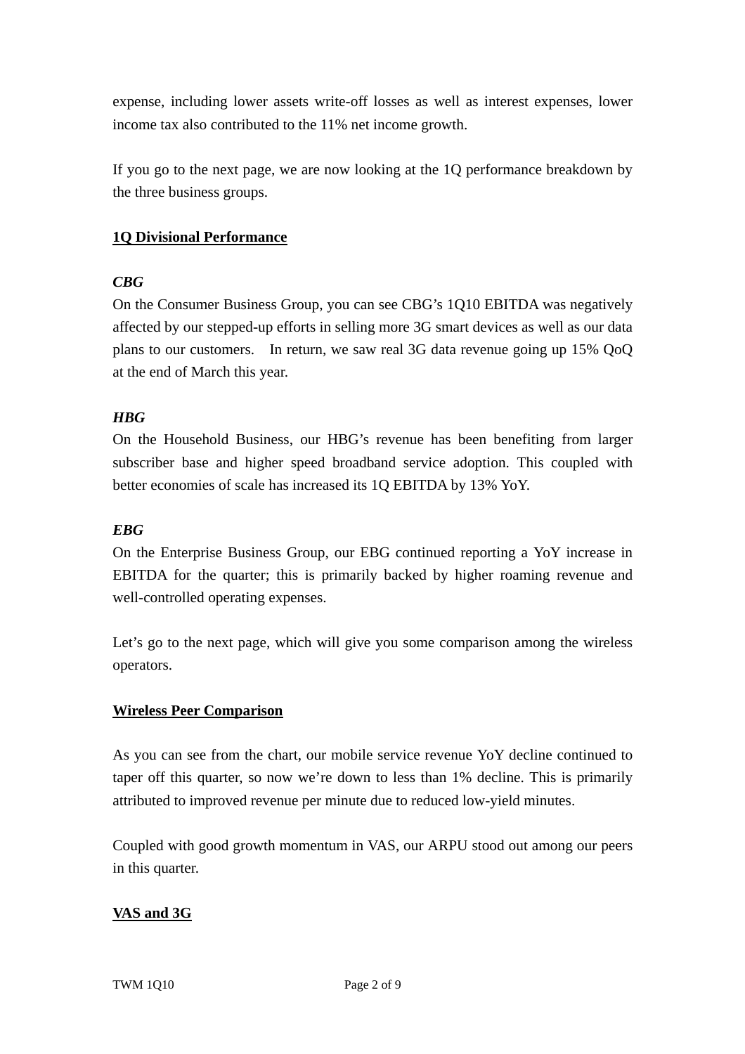expense, including lower assets write-off losses as well as interest expenses, lower income tax also contributed to the 11% net income growth.

If you go to the next page, we are now looking at the 1Q performance breakdown by the three business groups.

## 1Q Divisional Performance

### *CBG*

On the Consumer Business Group, you can see CBG's 1Q10 EBITDA was negatively affected by our stepped-up efforts in selling more 3G smart devices as well as our data plans to our customers. In return, we saw real 3G data revenue going up 15% QoQ at the end of March this year.

### *HBG*

On the Household Business, our HBG's revenue has been benefiting from larger subscriber base and higher speed broadband service adoption. This coupled with better economies of scale has increased its 1Q EBITDA by 13% YoY.

### *EBG*

On the Enterprise Business Group, our EBG continued reporting a YoY increase in EBITDA for the quarter; this is primarily backed by higher roaming revenue and well-controlled operating expenses.

Let's go to the next page, which will give you some comparison among the wireless operators.

## Wireless Peer Comparison

As you can see from the chart, our mobile service revenue YoY decline continued to taper off this quarter, so now we're down to less than 1% decline. This is primarily attributed to improved revenue per minute due to reduced low-yield minutes.

Coupled with good growth momentum in VAS, our ARPU stood out among our peers in this quarter.

## VAS and 3G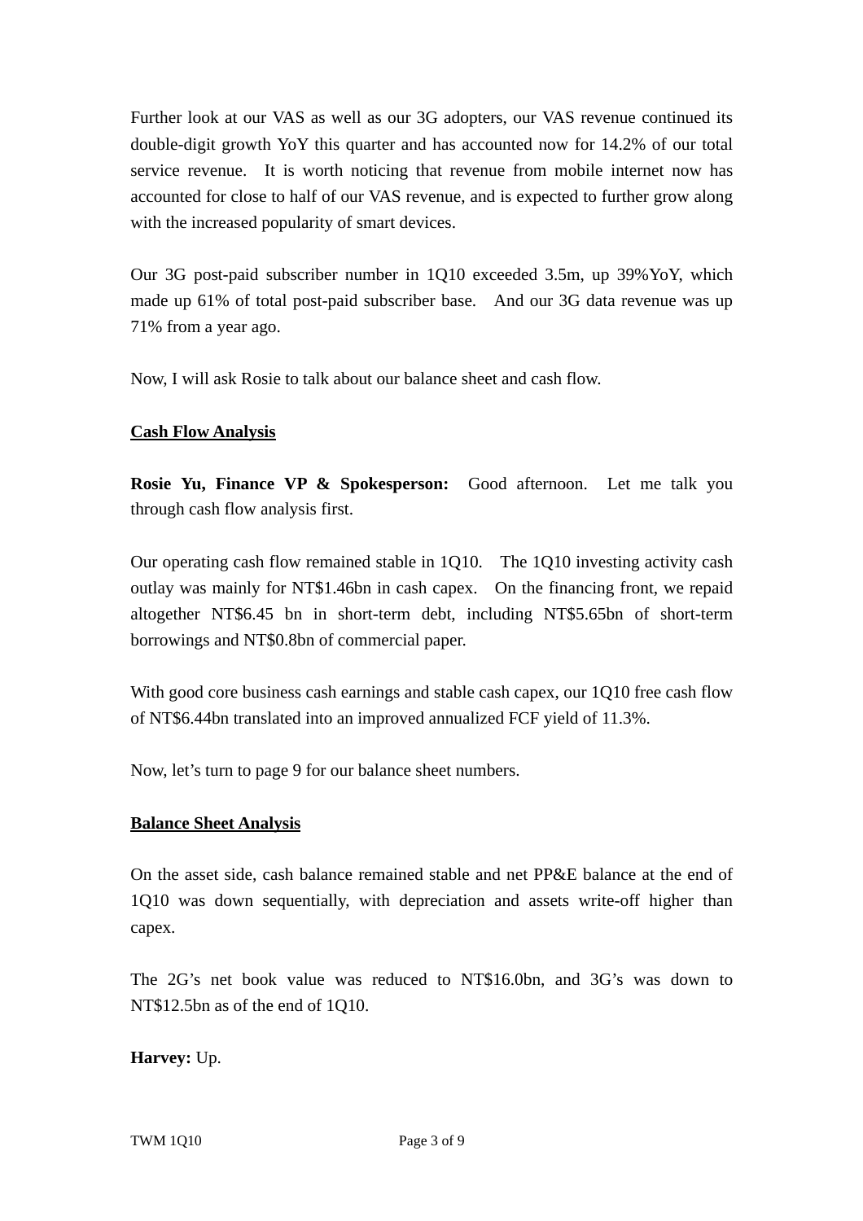Further look at our VAS as well as our 3G adopters, our VAS revenue continued its double-digit growth YoY this quarter and has accounted now for 14.2% of our total service revenue. It is worth noticing that revenue from mobile internet now has accounted for close to half of our VAS revenue, and is expected to further grow along with the increased popularity of smart devices.

Our 3G post-paid subscriber number in 1Q10 exceeded 3.5m, up 39%YoY, which made up 61% of total post-paid subscriber base. And our 3G data revenue was up 71% from a year ago.

Now, I will ask Rosie to talk about our balance sheet and cash flow.

## Cash Flow Analysis

**Rosie Yu, Finance VP & Spokesperson:** Good afternoon. Let me talk you through cash flow analysis first.

Our operating cash flow remained stable in 1Q10. The 1Q10 investing activity cash outlay was mainly for NT$1.46bn in cash capex. On the financing front, we repaid altogether NT$6.45 bn in short-term debt, including NT$5.65bn of short-term borrowings and NT$0.8bn of commercial paper.

With good core business cash earnings and stable cash capex, our 1Q10 free cash flow of NT$6.44bn translated into an improved annualized FCF yield of 11.3%.

Now, let's turn to page 9 for our balance sheet numbers.

## Balance Sheet Analysis

On the asset side, cash balance remained stable and net PP&E balance at the end of 1Q10 was down sequentially, with depreciation and assets write-off higher than capex.

The 2G's net book value was reduced to NT$16.0bn, and 3G's was down to NT$12.5bn as of the end of 1Q10.

**Harvey:** Up.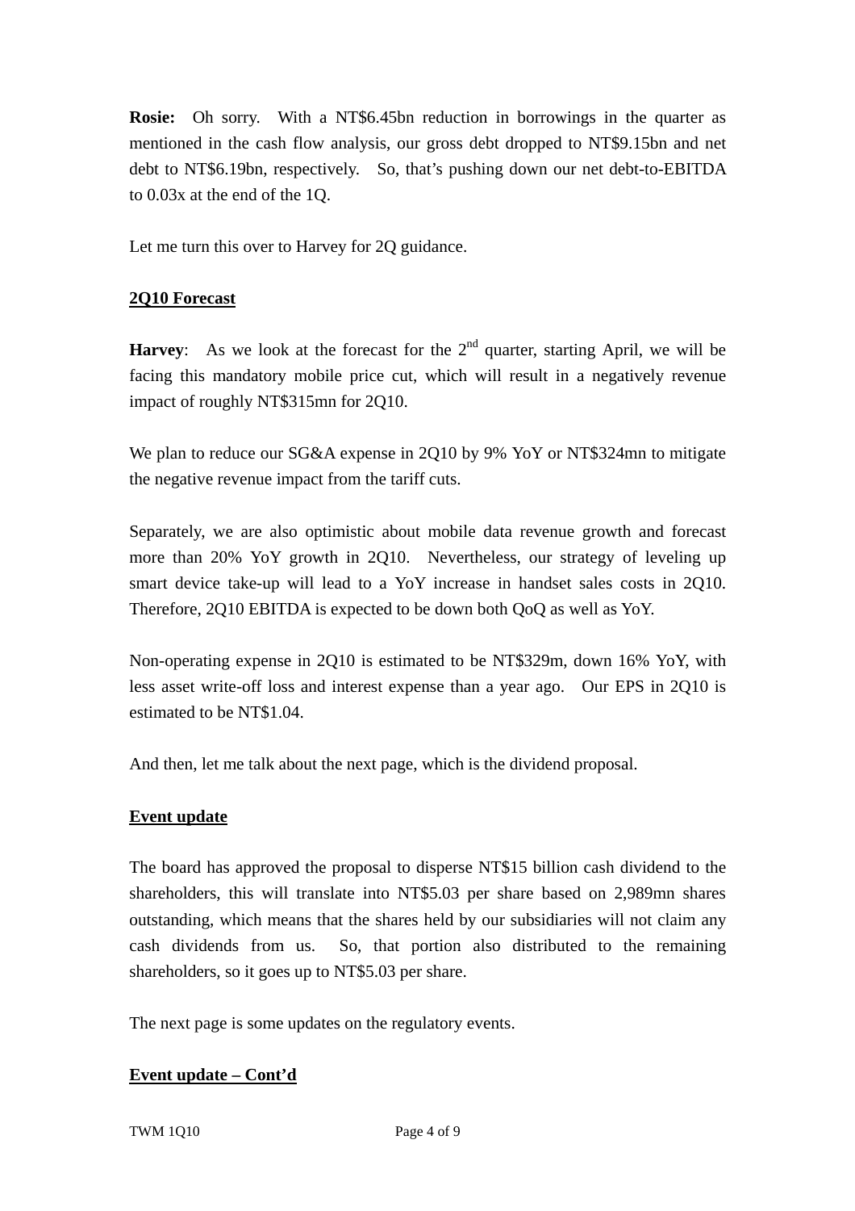**Rosie:** Oh sorry. With a NT$6.45bn reduction in borrowings in the quarter as mentioned in the cash flow analysis, our gross debt dropped to NT$9.15bn and net debt to NT$6.19bn, respectively. So, that's pushing down our net debt-to-EBITDA to 0.03x at the end of the 1Q.

Let me turn this over to Harvey for 2Q guidance.

## 2Q10 Forecast

**Harvey**: As we look at the forecast for the 2nd quarter, starting April, we will be facing this mandatory mobile price cut, which will result in a negatively revenue impact of roughly NT$315mn for 2Q10.

We plan to reduce our SG&A expense in 2Q10 by 9% YoY or NT$324mn to mitigate the negative revenue impact from the tariff cuts.

Separately, we are also optimistic about mobile data revenue growth and forecast more than 20% YoY growth in 2Q10. Nevertheless, our strategy of leveling up smart device take-up will lead to a YoY increase in handset sales costs in 2Q10. Therefore, 2Q10 EBITDA is expected to be down both QoQ as well as YoY.

Non-operating expense in 2Q10 is estimated to be NT$329m, down 16% YoY, with less asset write-off loss and interest expense than a year ago. Our EPS in 2Q10 is estimated to be NT$1.04.

And then, let me talk about the next page, which is the dividend proposal.

## Event update

The board has approved the proposal to disperse NT$15 billion cash dividend to the shareholders, this will translate into NT$5.03 per share based on 2,989mn shares outstanding, which means that the shares held by our subsidiaries will not claim any cash dividends from us. So, that portion also distributed to the remaining shareholders, so it goes up to NT$5.03 per share.

The next page is some updates on the regulatory events.

## Event update – Cont'd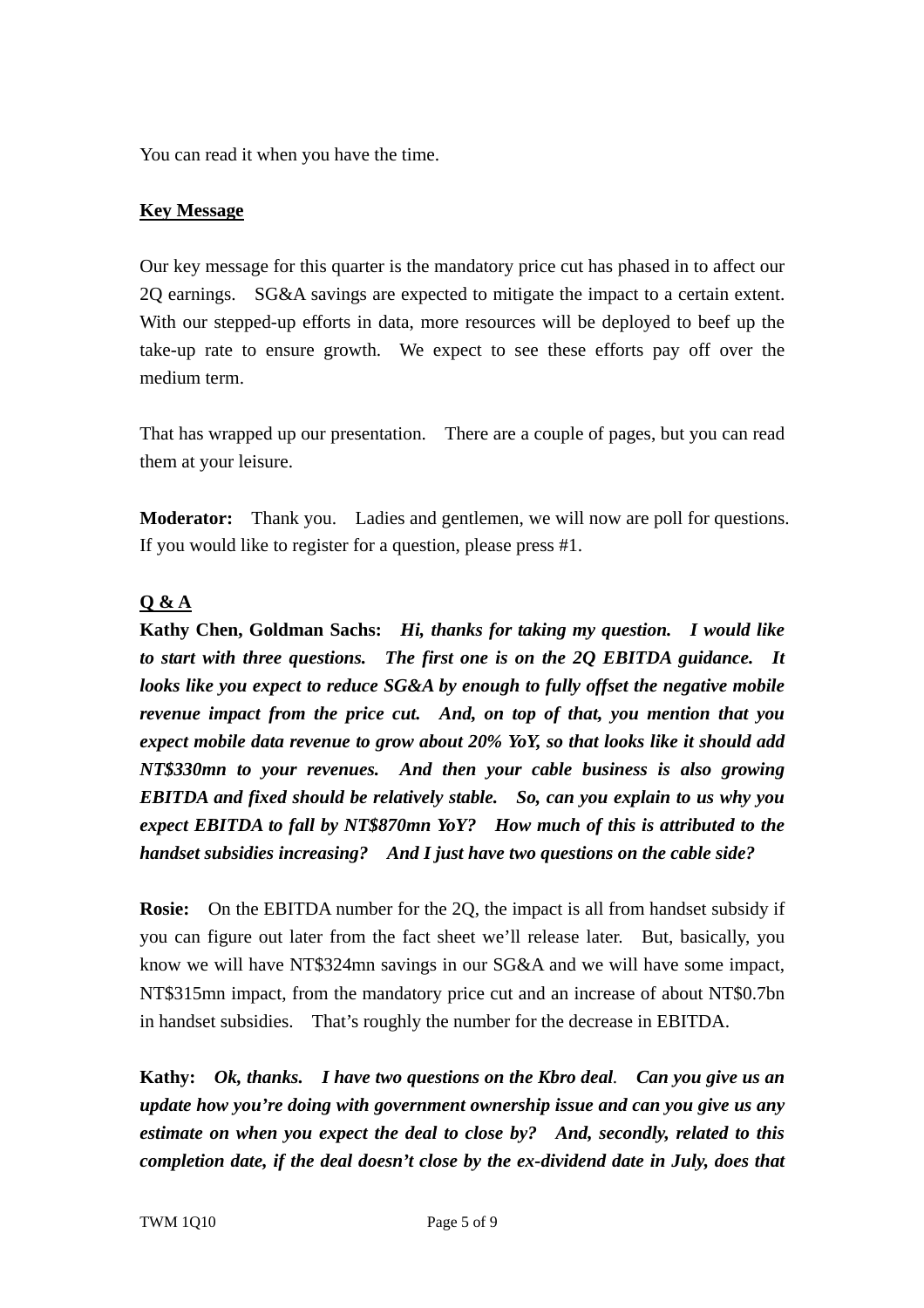You can read it when you have the time.

**Key Message**

Our key message for this quarter is the mandatory price cut has phased in to affect our 2Q earnings. SG&A savings are expected to mitigate the impact to a certain extent. With our stepped-up efforts in data, more resources will be deployed to beef up the take-up rate to ensure growth. We expect to see these efforts pay off over the medium term.

That has wrapped up our presentation. There are a couple of pages, but you can read them at your leisure.

**Moderator:** Thank you. Ladies and gentlemen, we will now are poll for questions. If you would like to register for a question, please press #1.

**Q & A**

**Kathy Chen, Goldman Sachs:** ***Hi, thanks for taking my question. I would like to start with three questions. The first one is on the 2Q EBITDA guidance. It looks like you expect to reduce SG&A by enough to fully offset the negative mobile revenue impact from the price cut. And, on top of that, you mention that you expect mobile data revenue to grow about 20% YoY, so that looks like it should add NT$330mn to your revenues. And then your cable business is also growing EBITDA and fixed should be relatively stable. So, can you explain to us why you expect EBITDA to fall by NT$870mn YoY? How much of this is attributed to the handset subsidies increasing? And I just have two questions on the cable side?***

**Rosie:** On the EBITDA number for the 2Q, the impact is all from handset subsidy if you can figure out later from the fact sheet we'll release later. But, basically, you know we will have NT$324mn savings in our SG&A and we will have some impact, NT$315mn impact, from the mandatory price cut and an increase of about NT$0.7bn in handset subsidies. That's roughly the number for the decrease in EBITDA.

**Kathy:** ***Ok, thanks. I have two questions on the Kbro deal. Can you give us an update how you're doing with government ownership issue and can you give us any estimate on when you expect the deal to close by? And, secondly, related to this completion date, if the deal doesn't close by the ex-dividend date in July, does that***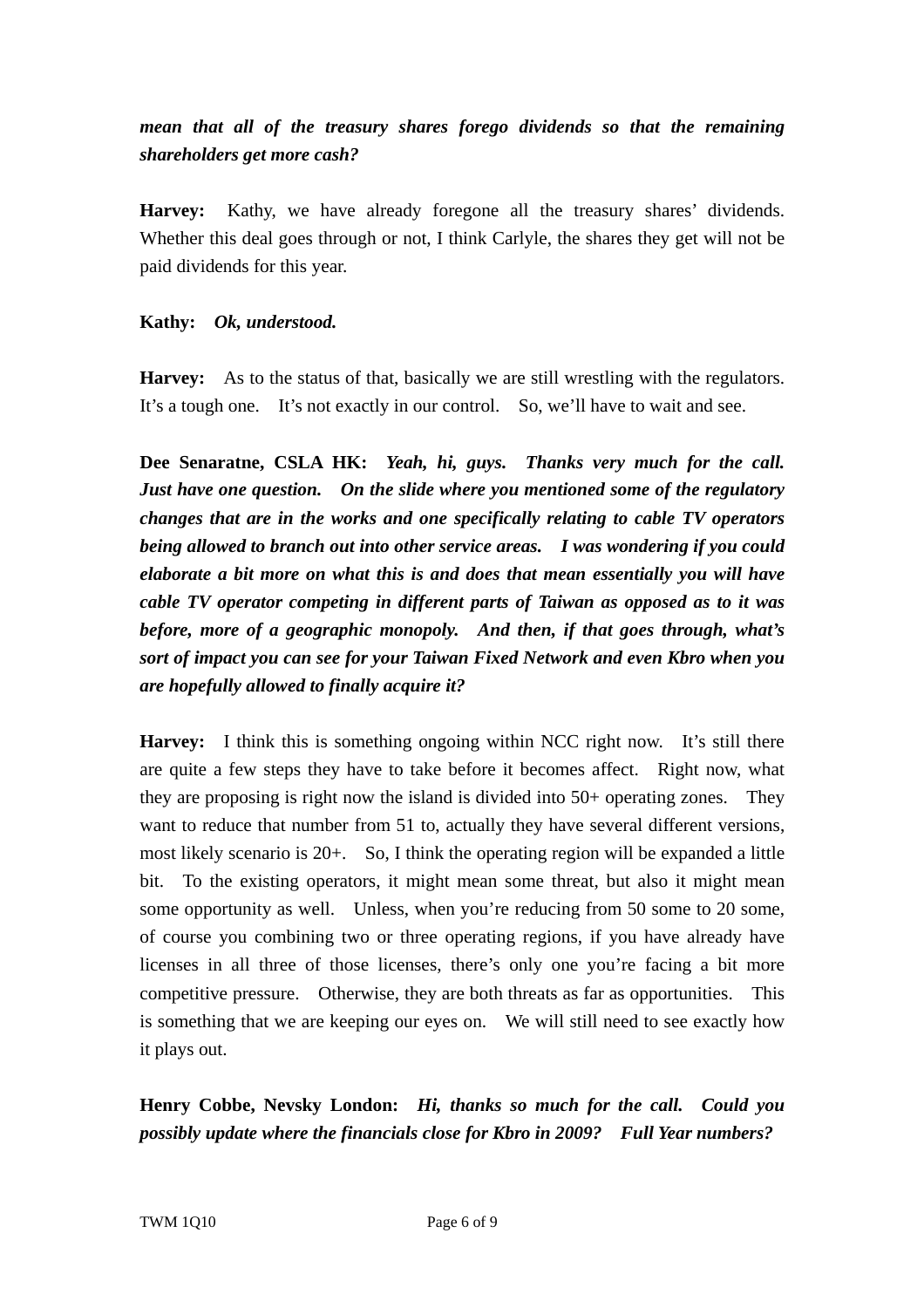***mean that all of the treasury shares forego dividends so that the remaining shareholders get more cash?***

**Harvey:** Kathy, we have already foregone all the treasury shares' dividends. Whether this deal goes through or not, I think Carlyle, the shares they get will not be paid dividends for this year.

**Kathy:** ***Ok, understood.***

**Harvey:** As to the status of that, basically we are still wrestling with the regulators. It's a tough one. It's not exactly in our control. So, we'll have to wait and see.

**Dee Senaratne, CSLA HK:** ***Yeah, hi, guys. Thanks very much for the call. Just have one question. On the slide where you mentioned some of the regulatory changes that are in the works and one specifically relating to cable TV operators being allowed to branch out into other service areas. I was wondering if you could elaborate a bit more on what this is and does that mean essentially you will have cable TV operator competing in different parts of Taiwan as opposed as to it was before, more of a geographic monopoly. And then, if that goes through, what's sort of impact you can see for your Taiwan Fixed Network and even Kbro when you are hopefully allowed to finally acquire it?***

**Harvey:** I think this is something ongoing within NCC right now. It's still there are quite a few steps they have to take before it becomes affect. Right now, what they are proposing is right now the island is divided into 50+ operating zones. They want to reduce that number from 51 to, actually they have several different versions, most likely scenario is 20+. So, I think the operating region will be expanded a little bit. To the existing operators, it might mean some threat, but also it might mean some opportunity as well. Unless, when you're reducing from 50 some to 20 some, of course you combining two or three operating regions, if you have already have licenses in all three of those licenses, there's only one you're facing a bit more competitive pressure. Otherwise, they are both threats as far as opportunities. This is something that we are keeping our eyes on. We will still need to see exactly how it plays out.

**Henry Cobbe, Nevsky London:** ***Hi, thanks so much for the call. Could you possibly update where the financials close for Kbro in 2009? Full Year numbers?***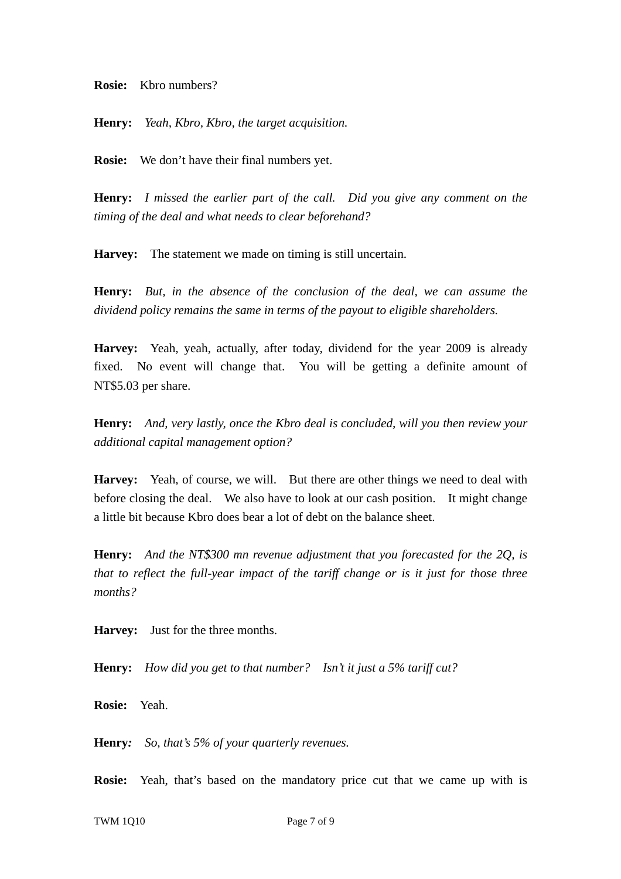**Rosie:** Kbro numbers?

**Henry:** *Yeah, Kbro, Kbro, the target acquisition.*

**Rosie:** We don't have their final numbers yet.

**Henry:** *I missed the earlier part of the call. Did you give any comment on the timing of the deal and what needs to clear beforehand?*

**Harvey:** The statement we made on timing is still uncertain.

**Henry:** *But, in the absence of the conclusion of the deal, we can assume the dividend policy remains the same in terms of the payout to eligible shareholders.*

**Harvey:** Yeah, yeah, actually, after today, dividend for the year 2009 is already fixed. No event will change that. You will be getting a definite amount of NT$5.03 per share.

**Henry:** *And, very lastly, once the Kbro deal is concluded, will you then review your additional capital management option?*

**Harvey:** Yeah, of course, we will. But there are other things we need to deal with before closing the deal. We also have to look at our cash position. It might change a little bit because Kbro does bear a lot of debt on the balance sheet.

**Henry:** *And the NT$300 mn revenue adjustment that you forecasted for the 2Q, is that to reflect the full-year impact of the tariff change or is it just for those three months?*

**Harvey:** Just for the three months.

**Henry:** *How did you get to that number? Isn't it just a 5% tariff cut?*

**Rosie:** Yeah.

**Henry:** *So, that's 5% of your quarterly revenues.*

**Rosie:** Yeah, that's based on the mandatory price cut that we came up with is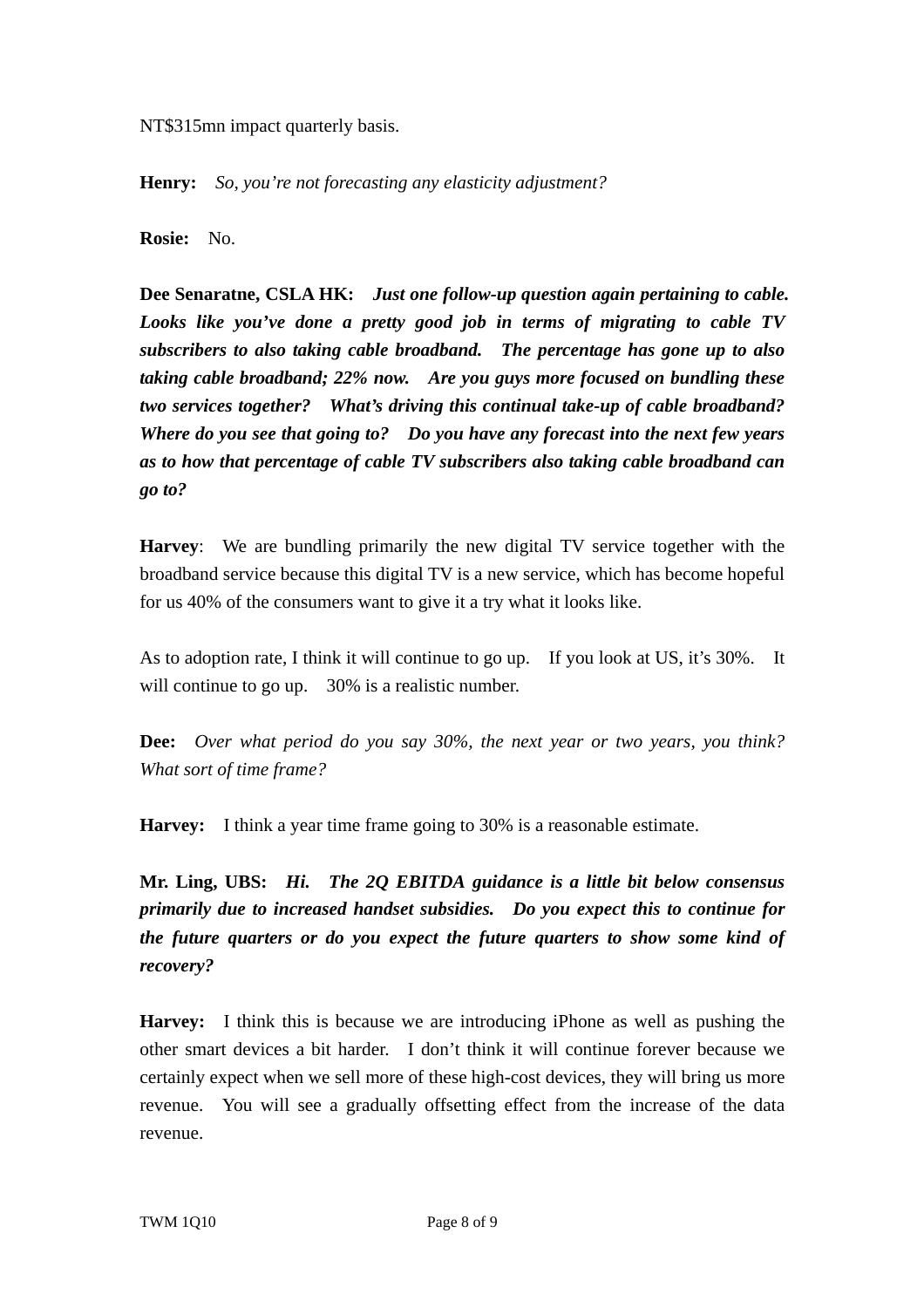NT$315mn impact quarterly basis.

**Henry:** *So, you're not forecasting any elasticity adjustment?*

**Rosie:** No.

**Dee Senaratne, CSLA HK:** ***Just one follow-up question again pertaining to cable. Looks like you've done a pretty good job in terms of migrating to cable TV subscribers to also taking cable broadband. The percentage has gone up to also taking cable broadband; 22% now. Are you guys more focused on bundling these two services together? What's driving this continual take-up of cable broadband? Where do you see that going to? Do you have any forecast into the next few years as to how that percentage of cable TV subscribers also taking cable broadband can go to?***

**Harvey**: We are bundling primarily the new digital TV service together with the broadband service because this digital TV is a new service, which has become hopeful for us 40% of the consumers want to give it a try what it looks like.

As to adoption rate, I think it will continue to go up. If you look at US, it's 30%. It will continue to go up. 30% is a realistic number.

**Dee:** *Over what period do you say 30%, the next year or two years, you think? What sort of time frame?*

**Harvey:** I think a year time frame going to 30% is a reasonable estimate.

**Mr. Ling, UBS:** ***Hi. The 2Q EBITDA guidance is a little bit below consensus primarily due to increased handset subsidies. Do you expect this to continue for the future quarters or do you expect the future quarters to show some kind of recovery?***

**Harvey:** I think this is because we are introducing iPhone as well as pushing the other smart devices a bit harder. I don't think it will continue forever because we certainly expect when we sell more of these high-cost devices, they will bring us more revenue. You will see a gradually offsetting effect from the increase of the data revenue.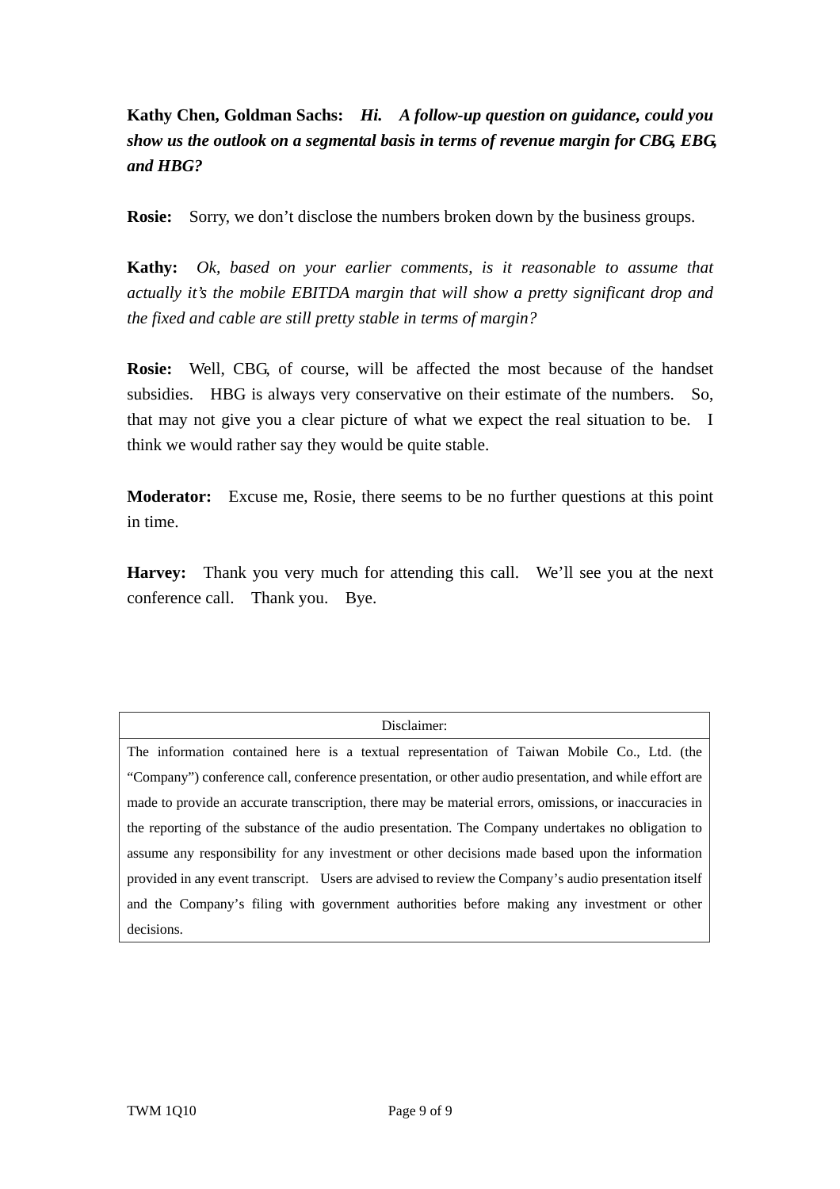**Kathy Chen, Goldman Sachs:** ***Hi. A follow-up question on guidance, could you show us the outlook on a segmental basis in terms of revenue margin for CBG, EBG, and HBG?***

**Rosie:** Sorry, we don't disclose the numbers broken down by the business groups.

**Kathy:** *Ok, based on your earlier comments, is it reasonable to assume that actually it's the mobile EBITDA margin that will show a pretty significant drop and the fixed and cable are still pretty stable in terms of margin?*

**Rosie:** Well, CBG, of course, will be affected the most because of the handset subsidies. HBG is always very conservative on their estimate of the numbers. So, that may not give you a clear picture of what we expect the real situation to be. I think we would rather say they would be quite stable.

**Moderator:** Excuse me, Rosie, there seems to be no further questions at this point in time.

**Harvey:** Thank you very much for attending this call. We'll see you at the next conference call. Thank you. Bye.

| Disclaimer: |
| --- |
| The information contained here is a textual representation of Taiwan Mobile Co., Ltd. (the "Company") conference call, conference presentation, or other audio presentation, and while effort are made to provide an accurate transcription, there may be material errors, omissions, or inaccuracies in the reporting of the substance of the audio presentation. The Company undertakes no obligation to assume any responsibility for any investment or other decisions made based upon the information provided in any event transcript. Users are advised to review the Company's audio presentation itself and the Company's filing with government authorities before making any investment or other decisions. |